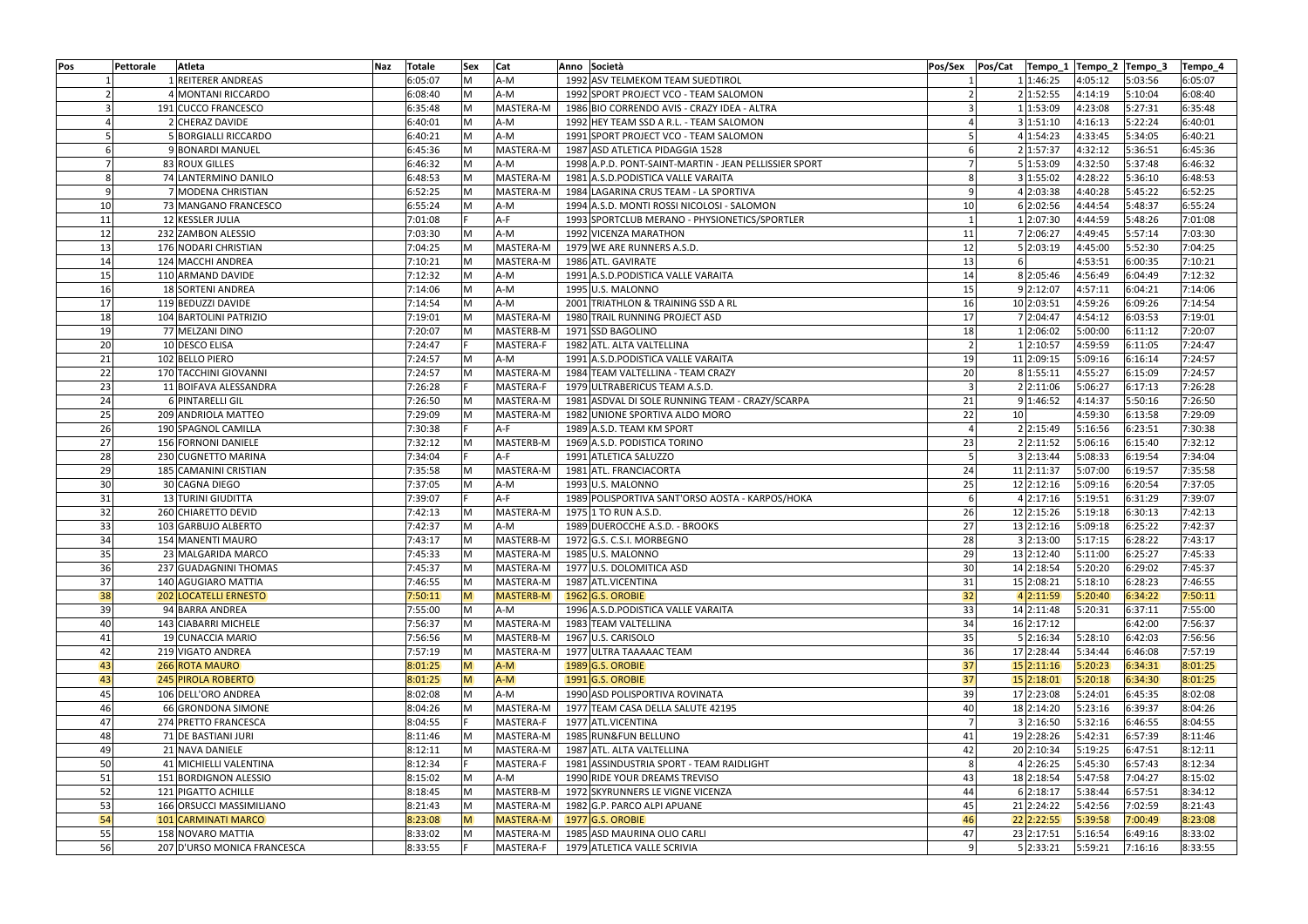| Pos | Pettorale | Atleta | Naz | Totale | Sex | Cat | Anno | Società | Pos/Sex | Pos/Cat | Tempo_1 | Tempo_2 | Tempo_3 | Tempo_4 |
|---|---|---|---|---|---|---|---|---|---|---|---|---|---|---|
| 1 | 1 | REITERER ANDREAS | | 6:05:07 | M | A-M | 1992 | ASV TELMEKOM TEAM SUEDTIROL | 1 | 1 | 1:46:25 | 4:05:12 | 5:03:56 | 6:05:07 |
| 2 | 4 | MONTANI RICCARDO | | 6:08:40 | M | A-M | 1992 | SPORT PROJECT VCO - TEAM SALOMON | 2 | 2 | 1:52:55 | 4:14:19 | 5:10:04 | 6:08:40 |
| 3 | 191 | CUCCO FRANCESCO | | 6:35:48 | M | MASTERA-M | 1986 | BIO CORRENDO AVIS - CRAZY IDEA - ALTRA | 3 | 1 | 1:53:09 | 4:23:08 | 5:27:31 | 6:35:48 |
| 4 | 2 | CHERAZ DAVIDE | | 6:40:01 | M | A-M | 1992 | HEY TEAM SSD A R.L. - TEAM SALOMON | 4 | 3 | 1:51:10 | 4:16:13 | 5:22:24 | 6:40:01 |
| 5 | 5 | BORGIALLI RICCARDO | | 6:40:21 | M | A-M | 1991 | SPORT PROJECT VCO - TEAM SALOMON | 5 | 4 | 1:54:23 | 4:33:45 | 5:34:05 | 6:40:21 |
| 6 | 9 | BONARDI MANUEL | | 6:45:36 | M | MASTERA-M | 1987 | ASD ATLETICA PIDAGGIA 1528 | 6 | 2 | 1:57:37 | 4:32:12 | 5:36:51 | 6:45:36 |
| 7 | 83 | ROUX GILLES | | 6:46:32 | M | A-M | 1998 | A.P.D. PONT-SAINT-MARTIN - JEAN PELLISSIER SPORT | 7 | 5 | 1:53:09 | 4:32:50 | 5:37:48 | 6:46:32 |
| 8 | 74 | LANTERMINO DANILO | | 6:48:53 | M | MASTERA-M | 1981 | A.S.D.PODISTICA VALLE VARAITA | 8 | 3 | 1:55:02 | 4:28:22 | 5:36:10 | 6:48:53 |
| 9 | 7 | MODENA CHRISTIAN | | 6:52:25 | M | MASTERA-M | 1984 | LAGARINA CRUS TEAM - LA SPORTIVA | 9 | 4 | 2:03:38 | 4:40:28 | 5:45:22 | 6:52:25 |
| 10 | 73 | MANGANO FRANCESCO | | 6:55:24 | M | A-M | 1994 | A.S.D. MONTI ROSSI NICOLOSI - SALOMON | 10 | 6 | 2:02:56 | 4:44:54 | 5:48:37 | 6:55:24 |
| 11 | 12 | KESSLER JULIA | | 7:01:08 | F | A-F | 1993 | SPORTCLUB MERANO - PHYSIONETICS/SPORTLER | 1 | 1 | 2:07:30 | 4:44:59 | 5:48:26 | 7:01:08 |
| 12 | 232 | ZAMBON ALESSIO | | 7:03:30 | M | A-M | 1992 | VICENZA MARATHON | 11 | 7 | 2:06:27 | 4:49:45 | 5:57:14 | 7:03:30 |
| 13 | 176 | NODARI CHRISTIAN | | 7:04:25 | M | MASTERA-M | 1979 | WE ARE RUNNERS A.S.D. | 12 | 5 | 2:03:19 | 4:45:00 | 5:52:30 | 7:04:25 |
| 14 | 124 | MACCHI ANDREA | | 7:10:21 | M | MASTERA-M | 1986 | ATL. GAVIRATE | 13 | 6 | | 4:53:51 | 6:00:35 | 7:10:21 |
| 15 | 110 | ARMAND DAVIDE | | 7:12:32 | M | A-M | 1991 | A.S.D.PODISTICA VALLE VARAITA | 14 | 8 | 2:05:46 | 4:56:49 | 6:04:49 | 7:12:32 |
| 16 | 18 | SORTENI ANDREA | | 7:14:06 | M | A-M | 1995 | U.S. MALONNO | 15 | 9 | 2:12:07 | 4:57:11 | 6:04:21 | 7:14:06 |
| 17 | 119 | BEDUZZI DAVIDE | | 7:14:54 | M | A-M | 2001 | TRIATHLON & TRAINING SSD A RL | 16 | 10 | 2:03:51 | 4:59:26 | 6:09:26 | 7:14:54 |
| 18 | 104 | BARTOLINI PATRIZIO | | 7:19:01 | M | MASTERA-M | 1980 | TRAIL RUNNING PROJECT ASD | 17 | 7 | 2:04:47 | 4:54:12 | 6:03:53 | 7:19:01 |
| 19 | 77 | MELZANI DINO | | 7:20:07 | M | MASTERB-M | 1971 | SSD BAGOLINO | 18 | 1 | 2:06:02 | 5:00:00 | 6:11:12 | 7:20:07 |
| 20 | 10 | DESCO ELISA | | 7:24:47 | F | MASTERA-F | 1982 | ATL. ALTA VALTELLINA | 2 | 1 | 2:10:57 | 4:59:59 | 6:11:05 | 7:24:47 |
| 21 | 102 | BELLO PIERO | | 7:24:57 | M | A-M | 1991 | A.S.D.PODISTICA VALLE VARAITA | 19 | 11 | 2:09:15 | 5:09:16 | 6:16:14 | 7:24:57 |
| 22 | 170 | TACCHINI GIOVANNI | | 7:24:57 | M | MASTERA-M | 1984 | TEAM VALTELLINA - TEAM CRAZY | 20 | 8 | 1:55:11 | 4:55:27 | 6:15:09 | 7:24:57 |
| 23 | 11 | BOIFAVA ALESSANDRA | | 7:26:28 | F | MASTERA-F | 1979 | ULTRABERICUS TEAM A.S.D. | 3 | 2 | 2:11:06 | 5:06:27 | 6:17:13 | 7:26:28 |
| 24 | 6 | PINTARELLI GIL | | 7:26:50 | M | MASTERA-M | 1981 | ASDVAL DI SOLE RUNNING TEAM - CRAZY/SCARPA | 21 | 9 | 1:46:52 | 4:14:37 | 5:50:16 | 7:26:50 |
| 25 | 209 | ANDRIOLA MATTEO | | 7:29:09 | M | MASTERA-M | 1982 | UNIONE SPORTIVA ALDO MORO | 22 | 10 | | 4:59:30 | 6:13:58 | 7:29:09 |
| 26 | 190 | SPAGNOL CAMILLA | | 7:30:38 | F | A-F | 1989 | A.S.D. TEAM KM SPORT | 4 | 2 | 2:15:49 | 5:16:56 | 6:23:51 | 7:30:38 |
| 27 | 156 | FORNONI DANIELE | | 7:32:12 | M | MASTERB-M | 1969 | A.S.D. PODISTICA TORINO | 23 | 2 | 2:11:52 | 5:06:16 | 6:15:40 | 7:32:12 |
| 28 | 230 | CUGNETTO MARINA | | 7:34:04 | F | A-F | 1991 | ATLETICA SALUZZO | 5 | 3 | 2:13:44 | 5:08:33 | 6:19:54 | 7:34:04 |
| 29 | 185 | CAMANINI CRISTIAN | | 7:35:58 | M | MASTERA-M | 1981 | ATL. FRANCIACORTA | 24 | 11 | 2:11:37 | 5:07:00 | 6:19:57 | 7:35:58 |
| 30 | 30 | CAGNA DIEGO | | 7:37:05 | M | A-M | 1993 | U.S. MALONNO | 25 | 12 | 2:12:16 | 5:09:16 | 6:20:54 | 7:37:05 |
| 31 | 13 | TURINI GIUDITTA | | 7:39:07 | F | A-F | 1989 | POLISPORTIVA SANT'ORSO AOSTA - KARPOS/HOKA | 6 | 4 | 2:17:16 | 5:19:51 | 6:31:29 | 7:39:07 |
| 32 | 260 | CHIARETTO DEVID | | 7:42:13 | M | MASTERA-M | 1975 | 1 TO RUN A.S.D. | 26 | 12 | 2:15:26 | 5:19:18 | 6:30:13 | 7:42:13 |
| 33 | 103 | GARBUJO ALBERTO | | 7:42:37 | M | A-M | 1989 | DUEROCCHE A.S.D. - BROOKS | 27 | 13 | 2:12:16 | 5:09:18 | 6:25:22 | 7:42:37 |
| 34 | 154 | MANENTI MAURO | | 7:43:17 | M | MASTERB-M | 1972 | G.S. C.S.I. MORBEGNO | 28 | 3 | 2:13:00 | 5:17:15 | 6:28:22 | 7:43:17 |
| 35 | 23 | MALGARIDA MARCO | | 7:45:33 | M | MASTERA-M | 1985 | U.S. MALONNO | 29 | 13 | 2:12:40 | 5:11:00 | 6:25:27 | 7:45:33 |
| 36 | 237 | GUADAGNINI THOMAS | | 7:45:37 | M | MASTERA-M | 1977 | U.S. DOLOMITICA ASD | 30 | 14 | 2:18:54 | 5:20:20 | 6:29:02 | 7:45:37 |
| 37 | 140 | AGUGIARO MATTIA | | 7:46:55 | M | MASTERA-M | 1987 | ATL.VICENTINA | 31 | 15 | 2:08:21 | 5:18:10 | 6:28:23 | 7:46:55 |
| 38 | 202 | LOCATELLI ERNESTO | | 7:50:11 | M | MASTERB-M | 1962 | G.S. OROBIE | 32 | 4 | 2:11:59 | 5:20:40 | 6:34:22 | 7:50:11 |
| 39 | 94 | BARRA ANDREA | | 7:55:00 | M | A-M | 1996 | A.S.D.PODISTICA VALLE VARAITA | 33 | 14 | 2:11:48 | 5:20:31 | 6:37:11 | 7:55:00 |
| 40 | 143 | CIABARRI MICHELE | | 7:56:37 | M | MASTERA-M | 1983 | TEAM VALTELLINA | 34 | 16 | 2:17:12 | | 6:42:00 | 7:56:37 |
| 41 | 19 | CUNACCIA MARIO | | 7:56:56 | M | MASTERB-M | 1967 | U.S. CARISOLO | 35 | 5 | 2:16:34 | 5:28:10 | 6:42:03 | 7:56:56 |
| 42 | 219 | VIGATO ANDREA | | 7:57:19 | M | MASTERA-M | 1977 | ULTRA TAAAAAC TEAM | 36 | 17 | 2:28:44 | 5:34:44 | 6:46:08 | 7:57:19 |
| 43 | 266 | ROTA MAURO | | 8:01:25 | M | A-M | 1989 | G.S. OROBIE | 37 | 15 | 2:11:16 | 5:20:23 | 6:34:31 | 8:01:25 |
| 43 | 245 | PIROLA ROBERTO | | 8:01:25 | M | A-M | 1991 | G.S. OROBIE | 37 | 15 | 2:18:01 | 5:20:18 | 6:34:30 | 8:01:25 |
| 45 | 106 | DELL'ORO ANDREA | | 8:02:08 | M | A-M | 1990 | ASD POLISPORTIVA ROVINATA | 39 | 17 | 2:23:08 | 5:24:01 | 6:45:35 | 8:02:08 |
| 46 | 66 | GRONDONA SIMONE | | 8:04:26 | M | MASTERA-M | 1977 | TEAM CASA DELLA SALUTE 42195 | 40 | 18 | 2:14:20 | 5:23:16 | 6:39:37 | 8:04:26 |
| 47 | 274 | PRETTO FRANCESCA | | 8:04:55 | F | MASTERA-F | 1977 | ATL.VICENTINA | 7 | 3 | 2:16:50 | 5:32:16 | 6:46:55 | 8:04:55 |
| 48 | 71 | DE BASTIANI JURI | | 8:11:46 | M | MASTERA-M | 1985 | RUN&FUN BELLUNO | 41 | 19 | 2:28:26 | 5:42:31 | 6:57:39 | 8:11:46 |
| 49 | 21 | NAVA DANIELE | | 8:12:11 | M | MASTERA-M | 1987 | ATL. ALTA VALTELLINA | 42 | 20 | 2:10:34 | 5:19:25 | 6:47:51 | 8:12:11 |
| 50 | 41 | MICHIELLI VALENTINA | | 8:12:34 | F | MASTERA-F | 1981 | ASSINDUSTRIA SPORT - TEAM RAIDLIGHT | 8 | 4 | 2:26:25 | 5:45:30 | 6:57:43 | 8:12:34 |
| 51 | 151 | BORDIGNON ALESSIO | | 8:15:02 | M | A-M | 1990 | RIDE YOUR DREAMS TREVISO | 43 | 18 | 2:18:54 | 5:47:58 | 7:04:27 | 8:15:02 |
| 52 | 121 | PIGATTO ACHILLE | | 8:18:45 | M | MASTERB-M | 1972 | SKYRUNNERS LE VIGNE VICENZA | 44 | 6 | 2:18:17 | 5:38:44 | 6:57:51 | 8:34:12 |
| 53 | 166 | ORSUCCI MASSIMILIANO | | 8:21:43 | M | MASTERA-M | 1982 | G.P. PARCO ALPI APUANE | 45 | 21 | 2:24:22 | 5:42:56 | 7:02:59 | 8:21:43 |
| 54 | 101 | CARMINATI MARCO | | 8:23:08 | M | MASTERA-M | 1977 | G.S. OROBIE | 46 | 22 | 2:22:55 | 5:39:58 | 7:00:49 | 8:23:08 |
| 55 | 158 | NOVARO MATTIA | | 8:33:02 | M | MASTERA-M | 1985 | ASD MAURINA OLIO CARLI | 47 | 23 | 2:17:51 | 5:16:54 | 6:49:16 | 8:33:02 |
| 56 | 207 | D'URSO MONICA FRANCESCA | | 8:33:55 | F | MASTERA-F | 1979 | ATLETICA VALLE SCRIVIA | 9 | 5 | 2:33:21 | 5:59:21 | 7:16:16 | 8:33:55 |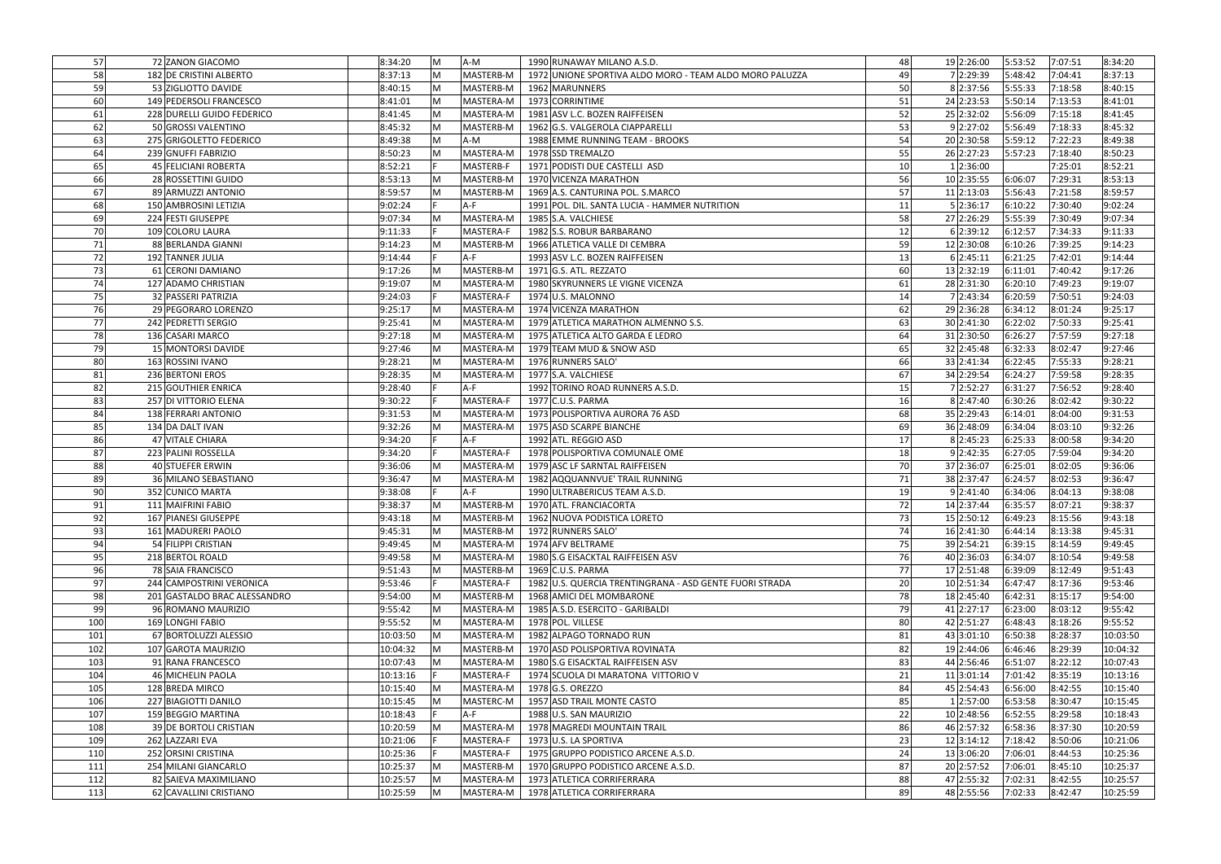| 57 | 72 | ZANON GIACOMO | 8:34:20 | M | A-M | 1990 | RUNAWAY MILANO A.S.D. | 48 | 19 | 2:26:00 | 5:53:52 | 7:07:51 | 8:34:20 |
|---|---|---|---|---|---|---|---|---|---|---|---|---|---|
| 58 | 182 | DE CRISTINI ALBERTO | 8:37:13 | M | MASTERB-M | 1972 | UNIONE SPORTIVA ALDO MORO - TEAM ALDO MORO PALUZZA | 49 | 7 | 2:29:39 | 5:48:42 | 7:04:41 | 8:37:13 |
| 59 | 53 | ZIGLIOTTO DAVIDE | 8:40:15 | M | MASTERB-M | 1962 | MARUNNERS | 50 | 8 | 2:37:56 | 5:55:33 | 7:18:58 | 8:40:15 |
| 60 | 149 | PEDERSOLI FRANCESCO | 8:41:01 | M | MASTERA-M | 1973 | CORRINTIME | 51 | 24 | 2:23:53 | 5:50:14 | 7:13:53 | 8:41:01 |
| 61 | 228 | DURELLI GUIDO FEDERICO | 8:41:45 | M | MASTERA-M | 1981 | ASV L.C. BOZEN RAIFFEISEN | 52 | 25 | 2:32:02 | 5:56:09 | 7:15:18 | 8:41:45 |
| 62 | 50 | GROSSI VALENTINO | 8:45:32 | M | MASTERB-M | 1962 | G.S. VALGEROLA CIAPPARELLI | 53 | 9 | 2:27:02 | 5:56:49 | 7:18:33 | 8:45:32 |
| 63 | 275 | GRIGOLETTO FEDERICO | 8:49:38 | M | A-M | 1988 | EMME RUNNING TEAM - BROOKS | 54 | 20 | 2:30:58 | 5:59:12 | 7:22:23 | 8:49:38 |
| 64 | 239 | GNUFFI FABRIZIO | 8:50:23 | M | MASTERA-M | 1978 | SSD TREMALZO | 55 | 26 | 2:27:23 | 5:57:23 | 7:18:40 | 8:50:23 |
| 65 | 45 | FELICIANI ROBERTA | 8:52:21 | F | MASTERB-F | 1971 | PODISTI DUE CASTELLI ASD | 10 | 1 | 2:36:00 | | 7:25:01 | 8:52:21 |
| 66 | 28 | ROSSETTINI GUIDO | 8:53:13 | M | MASTERB-M | 1970 | VICENZA MARATHON | 56 | 10 | 2:35:55 | 6:06:07 | 7:29:31 | 8:53:13 |
| 67 | 89 | ARMUZZI ANTONIO | 8:59:57 | M | MASTERB-M | 1969 | A.S. CANTURINA POL. S.MARCO | 57 | 11 | 2:13:03 | 5:56:43 | 7:21:58 | 8:59:57 |
| 68 | 150 | AMBROSINI LETIZIA | 9:02:24 | F | A-F | 1991 | POL. DIL. SANTA LUCIA - HAMMER NUTRITION | 11 | 5 | 2:36:17 | 6:10:22 | 7:30:40 | 9:02:24 |
| 69 | 224 | FESTI GIUSEPPE | 9:07:34 | M | MASTERA-M | 1985 | S.A. VALCHIESE | 58 | 27 | 2:26:29 | 5:55:39 | 7:30:49 | 9:07:34 |
| 70 | 109 | COLORU LAURA | 9:11:33 | F | MASTERA-F | 1982 | S.S. ROBUR BARBARANO | 12 | 6 | 2:39:12 | 6:12:57 | 7:34:33 | 9:11:33 |
| 71 | 88 | BERLANDA GIANNI | 9:14:23 | M | MASTERB-M | 1966 | ATLETICA VALLE DI CEMBRA | 59 | 12 | 2:30:08 | 6:10:26 | 7:39:25 | 9:14:23 |
| 72 | 192 | TANNER JULIA | 9:14:44 | F | A-F | 1993 | ASV L.C. BOZEN RAIFFEISEN | 13 | 6 | 2:45:11 | 6:21:25 | 7:42:01 | 9:14:44 |
| 73 | 61 | CERONI DAMIANO | 9:17:26 | M | MASTERB-M | 1971 | G.S. ATL. REZZATO | 60 | 13 | 2:32:19 | 6:11:01 | 7:40:42 | 9:17:26 |
| 74 | 127 | ADAMO CHRISTIAN | 9:19:07 | M | MASTERA-M | 1980 | SKYRUNNERS LE VIGNE VICENZA | 61 | 28 | 2:31:30 | 6:20:10 | 7:49:23 | 9:19:07 |
| 75 | 32 | PASSERI PATRIZIA | 9:24:03 | F | MASTERA-F | 1974 | U.S. MALONNO | 14 | 7 | 2:43:34 | 6:20:59 | 7:50:51 | 9:24:03 |
| 76 | 29 | PEGORARO LORENZO | 9:25:17 | M | MASTERA-M | 1974 | VICENZA MARATHON | 62 | 29 | 2:36:28 | 6:34:12 | 8:01:24 | 9:25:17 |
| 77 | 242 | PEDRETTI SERGIO | 9:25:41 | M | MASTERA-M | 1979 | ATLETICA MARATHON ALMENNO S.S. | 63 | 30 | 2:41:30 | 6:22:02 | 7:50:33 | 9:25:41 |
| 78 | 136 | CASARI MARCO | 9:27:18 | M | MASTERA-M | 1975 | ATLETICA ALTO GARDA E LEDRO | 64 | 31 | 2:30:50 | 6:26:27 | 7:57:59 | 9:27:18 |
| 79 | 15 | MONTORSI DAVIDE | 9:27:46 | M | MASTERA-M | 1979 | TEAM MUD & SNOW ASD | 65 | 32 | 2:45:48 | 6:32:33 | 8:02:47 | 9:27:46 |
| 80 | 163 | ROSSINI IVANO | 9:28:21 | M | MASTERA-M | 1976 | RUNNERS SALO' | 66 | 33 | 2:41:34 | 6:22:45 | 7:55:33 | 9:28:21 |
| 81 | 236 | BERTONI EROS | 9:28:35 | M | MASTERA-M | 1977 | S.A. VALCHIESE | 67 | 34 | 2:29:54 | 6:24:27 | 7:59:58 | 9:28:35 |
| 82 | 215 | GOUTHIER ENRICA | 9:28:40 | F | A-F | 1992 | TORINO ROAD RUNNERS A.S.D. | 15 | 7 | 2:52:27 | 6:31:27 | 7:56:52 | 9:28:40 |
| 83 | 257 | DI VITTORIO ELENA | 9:30:22 | F | MASTERA-F | 1977 | C.U.S. PARMA | 16 | 8 | 2:47:40 | 6:30:26 | 8:02:42 | 9:30:22 |
| 84 | 138 | FERRARI ANTONIO | 9:31:53 | M | MASTERA-M | 1973 | POLISPORTIVA AURORA 76 ASD | 68 | 35 | 2:29:43 | 6:14:01 | 8:04:00 | 9:31:53 |
| 85 | 134 | DA DALT IVAN | 9:32:26 | M | MASTERA-M | 1975 | ASD SCARPE BIANCHE | 69 | 36 | 2:48:09 | 6:34:04 | 8:03:10 | 9:32:26 |
| 86 | 47 | VITALE CHIARA | 9:34:20 | F | A-F | 1992 | ATL. REGGIO ASD | 17 | 8 | 2:45:23 | 6:25:33 | 8:00:58 | 9:34:20 |
| 87 | 223 | PALINI ROSSELLA | 9:34:20 | F | MASTERA-F | 1978 | POLISPORTIVA COMUNALE OME | 18 | 9 | 2:42:35 | 6:27:05 | 7:59:04 | 9:34:20 |
| 88 | 40 | STUEFER ERWIN | 9:36:06 | M | MASTERA-M | 1979 | ASC LF SARNTAL RAIFFEISEN | 70 | 37 | 2:36:07 | 6:25:01 | 8:02:05 | 9:36:06 |
| 89 | 36 | MILANO SEBASTIANO | 9:36:47 | M | MASTERA-M | 1982 | AQQUANNVUE' TRAIL RUNNING | 71 | 38 | 2:37:47 | 6:24:57 | 8:02:53 | 9:36:47 |
| 90 | 352 | CUNICO MARTA | 9:38:08 | F | A-F | 1990 | ULTRABERICUS TEAM A.S.D. | 19 | 9 | 2:41:40 | 6:34:06 | 8:04:13 | 9:38:08 |
| 91 | 111 | MAIFRINI FABIO | 9:38:37 | M | MASTERB-M | 1970 | ATL. FRANCIACORTA | 72 | 14 | 2:37:44 | 6:35:57 | 8:07:21 | 9:38:37 |
| 92 | 167 | PIANESI GIUSEPPE | 9:43:18 | M | MASTERB-M | 1962 | NUOVA PODISTICA LORETO | 73 | 15 | 2:50:12 | 6:49:23 | 8:15:56 | 9:43:18 |
| 93 | 161 | MADURERI PAOLO | 9:45:31 | M | MASTERB-M | 1972 | RUNNERS SALO' | 74 | 16 | 2:41:30 | 6:44:14 | 8:13:38 | 9:45:31 |
| 94 | 54 | FILIPPI CRISTIAN | 9:49:45 | M | MASTERA-M | 1974 | AFV BELTRAME | 75 | 39 | 2:54:21 | 6:39:15 | 8:14:59 | 9:49:45 |
| 95 | 218 | BERTOL ROALD | 9:49:58 | M | MASTERA-M | 1980 | S.G EISACKTAL RAIFFEISEN ASV | 76 | 40 | 2:36:03 | 6:34:07 | 8:10:54 | 9:49:58 |
| 96 | 78 | SAIA FRANCISCO | 9:51:43 | M | MASTERB-M | 1969 | C.U.S. PARMA | 77 | 17 | 2:51:48 | 6:39:09 | 8:12:49 | 9:51:43 |
| 97 | 244 | CAMPOSTRINI VERONICA | 9:53:46 | F | MASTERA-F | 1982 | U.S. QUERCIA TRENTINGRANA - ASD GENTE FUORI STRADA | 20 | 10 | 2:51:34 | 6:47:47 | 8:17:36 | 9:53:46 |
| 98 | 201 | GASTALDO BRAC ALESSANDRO | 9:54:00 | M | MASTERB-M | 1968 | AMICI DEL MOMBARONE | 78 | 18 | 2:45:40 | 6:42:31 | 8:15:17 | 9:54:00 |
| 99 | 96 | ROMANO MAURIZIO | 9:55:42 | M | MASTERA-M | 1985 | A.S.D. ESERCITO - GARIBALDI | 79 | 41 | 2:27:17 | 6:23:00 | 8:03:12 | 9:55:42 |
| 100 | 169 | LONGHI FABIO | 9:55:52 | M | MASTERA-M | 1978 | POL. VILLESE | 80 | 42 | 2:51:27 | 6:48:43 | 8:18:26 | 9:55:52 |
| 101 | 67 | BORTOLUZZI ALESSIO | 10:03:50 | M | MASTERA-M | 1982 | ALPAGO TORNADO RUN | 81 | 43 | 3:01:10 | 6:50:38 | 8:28:37 | 10:03:50 |
| 102 | 107 | GAROTA MAURIZIO | 10:04:32 | M | MASTERB-M | 1970 | ASD POLISPORTIVA ROVINATA | 82 | 19 | 2:44:06 | 6:46:46 | 8:29:39 | 10:04:32 |
| 103 | 91 | RANA FRANCESCO | 10:07:43 | M | MASTERA-M | 1980 | S.G EISACKTAL RAIFFEISEN ASV | 83 | 44 | 2:56:46 | 6:51:07 | 8:22:12 | 10:07:43 |
| 104 | 46 | MICHELIN PAOLA | 10:13:16 | F | MASTERA-F | 1974 | SCUOLA DI MARATONA VITTORIO V | 21 | 11 | 3:01:14 | 7:01:42 | 8:35:19 | 10:13:16 |
| 105 | 128 | BREDA MIRCO | 10:15:40 | M | MASTERA-M | 1978 | G.S. OREZZO | 84 | 45 | 2:54:43 | 6:56:00 | 8:42:55 | 10:15:40 |
| 106 | 227 | BIAGIOTTI DANILO | 10:15:45 | M | MASTERC-M | 1957 | ASD TRAIL MONTE CASTO | 85 | 1 | 2:57:00 | 6:53:58 | 8:30:47 | 10:15:45 |
| 107 | 159 | BEGGIO MARTINA | 10:18:43 | F | A-F | 1988 | U.S. SAN MAURIZIO | 22 | 10 | 2:48:56 | 6:52:55 | 8:29:58 | 10:18:43 |
| 108 | 39 | DE BORTOLI CRISTIAN | 10:20:59 | M | MASTERA-M | 1978 | MAGREDI MOUNTAIN TRAIL | 86 | 46 | 2:57:32 | 6:58:36 | 8:37:30 | 10:20:59 |
| 109 | 262 | LAZZARI EVA | 10:21:06 | F | MASTERA-F | 1973 | U.S. LA SPORTIVA | 23 | 12 | 3:14:12 | 7:18:42 | 8:50:06 | 10:21:06 |
| 110 | 252 | ORSINI CRISTINA | 10:25:36 | F | MASTERA-F | 1975 | GRUPPO PODISTICO ARCENE A.S.D. | 24 | 13 | 3:06:20 | 7:06:01 | 8:44:53 | 10:25:36 |
| 111 | 254 | MILANI GIANCARLO | 10:25:37 | M | MASTERB-M | 1970 | GRUPPO PODISTICO ARCENE A.S.D. | 87 | 20 | 2:57:52 | 7:06:01 | 8:45:10 | 10:25:37 |
| 112 | 82 | SAIEVA MAXIMILIANO | 10:25:57 | M | MASTERA-M | 1973 | ATLETICA CORRIFERRARA | 88 | 47 | 2:55:32 | 7:02:31 | 8:42:55 | 10:25:57 |
| 113 | 62 | CAVALLINI CRISTIANO | 10:25:59 | M | MASTERA-M | 1978 | ATLETICA CORRIFERRARA | 89 | 48 | 2:55:56 | 7:02:33 | 8:42:47 | 10:25:59 |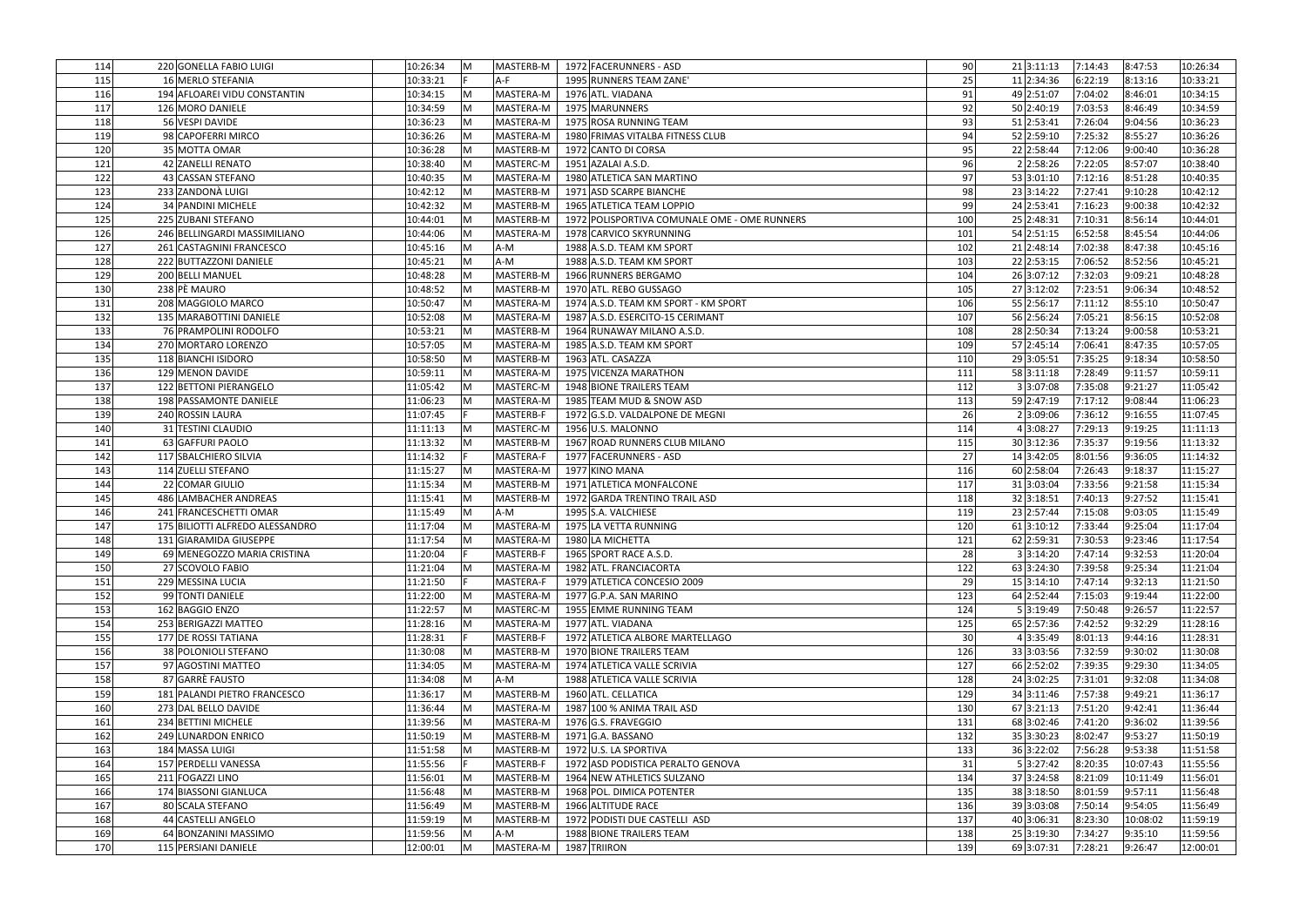| 114 | 220 | GONELLA FABIO LUIGI | 10:26:34 | M | MASTERB-M | 1972 | FACERUNNERS - ASD | 90 | 21 | 3:11:13 | 7:14:43 | 8:47:53 | 10:26:34 |
|---|---|---|---|---|---|---|---|---|---|---|---|---|---|
| 115 | 16 | MERLO STEFANIA | 10:33:21 | F | A-F | 1995 | RUNNERS TEAM ZANE' | 25 | 11 | 2:34:36 | 6:22:19 | 8:13:16 | 10:33:21 |
| 116 | 194 | AFLOAREI VIDU CONSTANTIN | 10:34:15 | M | MASTERA-M | 1976 | ATL. VIADANA | 91 | 49 | 2:51:07 | 7:04:02 | 8:46:01 | 10:34:15 |
| 117 | 126 | MORO DANIELE | 10:34:59 | M | MASTERA-M | 1975 | MARUNNERS | 92 | 50 | 2:40:19 | 7:03:53 | 8:46:49 | 10:34:59 |
| 118 | 56 | VESPI DAVIDE | 10:36:23 | M | MASTERA-M | 1975 | ROSA RUNNING TEAM | 93 | 51 | 2:53:41 | 7:26:04 | 9:04:56 | 10:36:23 |
| 119 | 98 | CAPOFERRI MIRCO | 10:36:26 | M | MASTERA-M | 1980 | FRIMAS VITALBA FITNESS CLUB | 94 | 52 | 2:59:10 | 7:25:32 | 8:55:27 | 10:36:26 |
| 120 | 35 | MOTTA OMAR | 10:36:28 | M | MASTERB-M | 1972 | CANTO DI CORSA | 95 | 22 | 2:58:44 | 7:12:06 | 9:00:40 | 10:36:28 |
| 121 | 42 | ZANELLI RENATO | 10:38:40 | M | MASTERC-M | 1951 | AZALAI A.S.D. | 96 | 2 | 2:58:26 | 7:22:05 | 8:57:07 | 10:38:40 |
| 122 | 43 | CASSAN STEFANO | 10:40:35 | M | MASTERA-M | 1980 | ATLETICA SAN MARTINO | 97 | 53 | 3:01:10 | 7:12:16 | 8:51:28 | 10:40:35 |
| 123 | 233 | ZANDONÀ LUIGI | 10:42:12 | M | MASTERB-M | 1971 | ASD SCARPE BIANCHE | 98 | 23 | 3:14:22 | 7:27:41 | 9:10:28 | 10:42:12 |
| 124 | 34 | PANDINI MICHELE | 10:42:32 | M | MASTERB-M | 1965 | ATLETICA TEAM LOPPIO | 99 | 24 | 2:53:41 | 7:16:23 | 9:00:38 | 10:42:32 |
| 125 | 225 | ZUBANI STEFANO | 10:44:01 | M | MASTERB-M | 1972 | POLISPORTIVA COMUNALE OME - OME RUNNERS | 100 | 25 | 2:48:31 | 7:10:31 | 8:56:14 | 10:44:01 |
| 126 | 246 | BELLINGARDI MASSIMILIANO | 10:44:06 | M | MASTERA-M | 1978 | CARVICO SKYRUNNING | 101 | 54 | 2:51:15 | 6:52:58 | 8:45:54 | 10:44:06 |
| 127 | 261 | CASTAGNINI FRANCESCO | 10:45:16 | M | A-M | 1988 | A.S.D. TEAM KM SPORT | 102 | 21 | 2:48:14 | 7:02:38 | 8:47:38 | 10:45:16 |
| 128 | 222 | BUTTAZZONI DANIELE | 10:45:21 | M | A-M | 1988 | A.S.D. TEAM KM SPORT | 103 | 22 | 2:53:15 | 7:06:52 | 8:52:56 | 10:45:21 |
| 129 | 200 | BELLI MANUEL | 10:48:28 | M | MASTERB-M | 1966 | RUNNERS BERGAMO | 104 | 26 | 3:07:12 | 7:32:03 | 9:09:21 | 10:48:28 |
| 130 | 238 | PÈ MAURO | 10:48:52 | M | MASTERB-M | 1970 | ATL. REBO GUSSAGO | 105 | 27 | 3:12:02 | 7:23:51 | 9:06:34 | 10:48:52 |
| 131 | 208 | MAGGIOLO MARCO | 10:50:47 | M | MASTERA-M | 1974 | A.S.D. TEAM KM SPORT - KM SPORT | 106 | 55 | 2:56:17 | 7:11:12 | 8:55:10 | 10:50:47 |
| 132 | 135 | MARABOTTINI DANIELE | 10:52:08 | M | MASTERA-M | 1987 | A.S.D. ESERCITO-15 CERIMANT | 107 | 56 | 2:56:24 | 7:05:21 | 8:56:15 | 10:52:08 |
| 133 | 76 | PRAMPOLINI RODOLFO | 10:53:21 | M | MASTERB-M | 1964 | RUNAWAY MILANO A.S.D. | 108 | 28 | 2:50:34 | 7:13:24 | 9:00:58 | 10:53:21 |
| 134 | 270 | MORTARO LORENZO | 10:57:05 | M | MASTERA-M | 1985 | A.S.D. TEAM KM SPORT | 109 | 57 | 2:45:14 | 7:06:41 | 8:47:35 | 10:57:05 |
| 135 | 118 | BIANCHI ISIDORO | 10:58:50 | M | MASTERB-M | 1963 | ATL. CASAZZA | 110 | 29 | 3:05:51 | 7:35:25 | 9:18:34 | 10:58:50 |
| 136 | 129 | MENON DAVIDE | 10:59:11 | M | MASTERA-M | 1975 | VICENZA MARATHON | 111 | 58 | 3:11:18 | 7:28:49 | 9:11:57 | 10:59:11 |
| 137 | 122 | BETTONI PIERANGELO | 11:05:42 | M | MASTERC-M | 1948 | BIONE TRAILERS TEAM | 112 | 3 | 3:07:08 | 7:35:08 | 9:21:27 | 11:05:42 |
| 138 | 198 | PASSAMONTE DANIELE | 11:06:23 | M | MASTERA-M | 1985 | TEAM MUD & SNOW ASD | 113 | 59 | 2:47:19 | 7:17:12 | 9:08:44 | 11:06:23 |
| 139 | 240 | ROSSIN LAURA | 11:07:45 | F | MASTERB-F | 1972 | G.S.D. VALDALPONE DE MEGNI | 26 | 2 | 3:09:06 | 7:36:12 | 9:16:55 | 11:07:45 |
| 140 | 31 | TESTINI CLAUDIO | 11:11:13 | M | MASTERC-M | 1956 | U.S. MALONNO | 114 | 4 | 3:08:27 | 7:29:13 | 9:19:25 | 11:11:13 |
| 141 | 63 | GAFFURI PAOLO | 11:13:32 | M | MASTERB-M | 1967 | ROAD RUNNERS CLUB MILANO | 115 | 30 | 3:12:36 | 7:35:37 | 9:19:56 | 11:13:32 |
| 142 | 117 | SBALCHIERO SILVIA | 11:14:32 | F | MASTERA-F | 1977 | FACERUNNERS - ASD | 27 | 14 | 3:42:05 | 8:01:56 | 9:36:05 | 11:14:32 |
| 143 | 114 | ZUELLI STEFANO | 11:15:27 | M | MASTERA-M | 1977 | KINO MANA | 116 | 60 | 2:58:04 | 7:26:43 | 9:18:37 | 11:15:27 |
| 144 | 22 | COMAR GIULIO | 11:15:34 | M | MASTERB-M | 1971 | ATLETICA MONFALCONE | 117 | 31 | 3:03:04 | 7:33:56 | 9:21:58 | 11:15:34 |
| 145 | 486 | LAMBACHER ANDREAS | 11:15:41 | M | MASTERB-M | 1972 | GARDA TRENTINO TRAIL ASD | 118 | 32 | 3:18:51 | 7:40:13 | 9:27:52 | 11:15:41 |
| 146 | 241 | FRANCESCHETTI OMAR | 11:15:49 | M | A-M | 1995 | S.A. VALCHIESE | 119 | 23 | 2:57:44 | 7:15:08 | 9:03:05 | 11:15:49 |
| 147 | 175 | BILIOTTI ALFREDO ALESSANDRO | 11:17:04 | M | MASTERA-M | 1975 | LA VETTA RUNNING | 120 | 61 | 3:10:12 | 7:33:44 | 9:25:04 | 11:17:04 |
| 148 | 131 | GIARAMIDA GIUSEPPE | 11:17:54 | M | MASTERA-M | 1980 | LA MICHETTA | 121 | 62 | 2:59:31 | 7:30:53 | 9:23:46 | 11:17:54 |
| 149 | 69 | MENEGOZZO MARIA CRISTINA | 11:20:04 | F | MASTERB-F | 1965 | SPORT RACE A.S.D. | 28 | 3 | 3:14:20 | 7:47:14 | 9:32:53 | 11:20:04 |
| 150 | 27 | SCOVOLO FABIO | 11:21:04 | M | MASTERA-M | 1982 | ATL. FRANCIACORTA | 122 | 63 | 3:24:30 | 7:39:58 | 9:25:34 | 11:21:04 |
| 151 | 229 | MESSINA LUCIA | 11:21:50 | F | MASTERA-F | 1979 | ATLETICA CONCESIO 2009 | 29 | 15 | 3:14:10 | 7:47:14 | 9:32:13 | 11:21:50 |
| 152 | 99 | TONTI DANIELE | 11:22:00 | M | MASTERA-M | 1977 | G.P.A. SAN MARINO | 123 | 64 | 2:52:44 | 7:15:03 | 9:19:44 | 11:22:00 |
| 153 | 162 | BAGGIO ENZO | 11:22:57 | M | MASTERC-M | 1955 | EMME RUNNING TEAM | 124 | 5 | 3:19:49 | 7:50:48 | 9:26:57 | 11:22:57 |
| 154 | 253 | BERIGAZZI MATTEO | 11:28:16 | M | MASTERA-M | 1977 | ATL. VIADANA | 125 | 65 | 2:57:36 | 7:42:52 | 9:32:29 | 11:28:16 |
| 155 | 177 | DE ROSSI TATIANA | 11:28:31 | F | MASTERB-F | 1972 | ATLETICA ALBORE MARTELLAGO | 30 | 4 | 3:35:49 | 8:01:13 | 9:44:16 | 11:28:31 |
| 156 | 38 | POLONIOLI STEFANO | 11:30:08 | M | MASTERB-M | 1970 | BIONE TRAILERS TEAM | 126 | 33 | 3:03:56 | 7:32:59 | 9:30:02 | 11:30:08 |
| 157 | 97 | AGOSTINI MATTEO | 11:34:05 | M | MASTERA-M | 1974 | ATLETICA VALLE SCRIVIA | 127 | 66 | 2:52:02 | 7:39:35 | 9:29:30 | 11:34:05 |
| 158 | 87 | GARRÈ FAUSTO | 11:34:08 | M | A-M | 1988 | ATLETICA VALLE SCRIVIA | 128 | 24 | 3:02:25 | 7:31:01 | 9:32:08 | 11:34:08 |
| 159 | 181 | PALANDI PIETRO FRANCESCO | 11:36:17 | M | MASTERB-M | 1960 | ATL. CELLATICA | 129 | 34 | 3:11:46 | 7:57:38 | 9:49:21 | 11:36:17 |
| 160 | 273 | DAL BELLO DAVIDE | 11:36:44 | M | MASTERA-M | 1987 | 100 % ANIMA TRAIL ASD | 130 | 67 | 3:21:13 | 7:51:20 | 9:42:41 | 11:36:44 |
| 161 | 234 | BETTINI MICHELE | 11:39:56 | M | MASTERA-M | 1976 | G.S. FRAVEGGIO | 131 | 68 | 3:02:46 | 7:41:20 | 9:36:02 | 11:39:56 |
| 162 | 249 | LUNARDON ENRICO | 11:50:19 | M | MASTERB-M | 1971 | G.A. BASSANO | 132 | 35 | 3:30:23 | 8:02:47 | 9:53:27 | 11:50:19 |
| 163 | 184 | MASSA LUIGI | 11:51:58 | M | MASTERB-M | 1972 | U.S. LA SPORTIVA | 133 | 36 | 3:22:02 | 7:56:28 | 9:53:38 | 11:51:58 |
| 164 | 157 | PERDELLI VANESSA | 11:55:56 | F | MASTERB-F | 1972 | ASD PODISTICA PERALTO GENOVA | 31 | 5 | 3:27:42 | 8:20:35 | 10:07:43 | 11:55:56 |
| 165 | 211 | FOGAZZI LINO | 11:56:01 | M | MASTERB-M | 1964 | NEW ATHLETICS SULZANO | 134 | 37 | 3:24:58 | 8:21:09 | 10:11:49 | 11:56:01 |
| 166 | 174 | BIASSONI GIANLUCA | 11:56:48 | M | MASTERB-M | 1968 | POL. DIMICA POTENTER | 135 | 38 | 3:18:50 | 8:01:59 | 9:57:11 | 11:56:48 |
| 167 | 80 | SCALA STEFANO | 11:56:49 | M | MASTERB-M | 1966 | ALTITUDE RACE | 136 | 39 | 3:03:08 | 7:50:14 | 9:54:05 | 11:56:49 |
| 168 | 44 | CASTELLI ANGELO | 11:59:19 | M | MASTERB-M | 1972 | PODISTI DUE CASTELLI ASD | 137 | 40 | 3:06:31 | 8:23:30 | 10:08:02 | 11:59:19 |
| 169 | 64 | BONZANINI MASSIMO | 11:59:56 | M | A-M | 1988 | BIONE TRAILERS TEAM | 138 | 25 | 3:19:30 | 7:34:27 | 9:35:10 | 11:59:56 |
| 170 | 115 | PERSIANI DANIELE | 12:00:01 | M | MASTERA-M | 1987 | TRIIRON | 139 | 69 | 3:07:31 | 7:28:21 | 9:26:47 | 12:00:01 |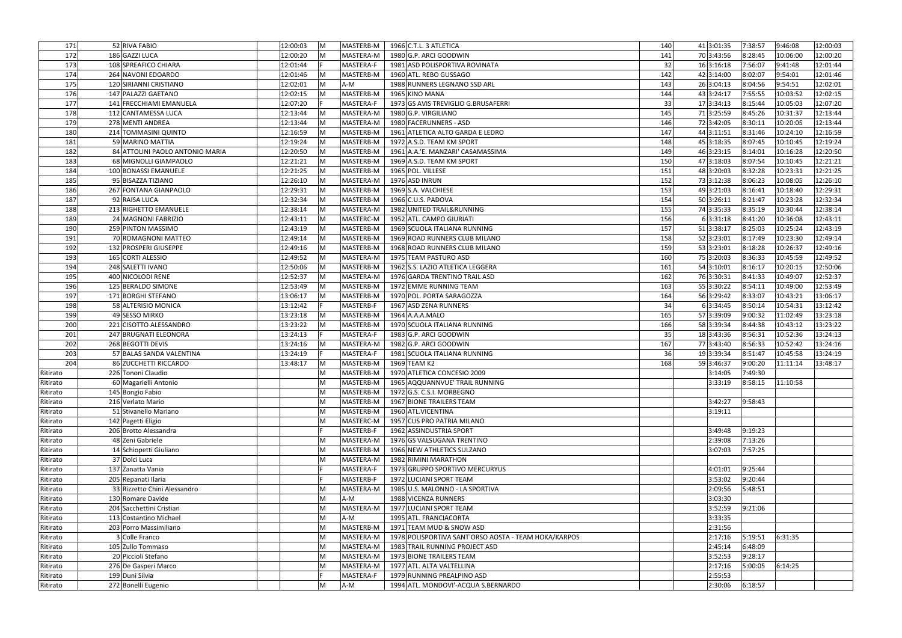| | | | | | | | | | | | | | |
|---|---|---|---|---|---|---|---|---|---|---|---|---|---|
| 171 | 52 | RIVA FABIO | 12:00:03 | M | MASTERB-M | 1966 | C.T.L. 3 ATLETICA | 140 | 41 | 3:01:35 | 7:38:57 | 9:46:08 | 12:00:03 |
| 172 | 186 | GAZZI LUCA | 12:00:20 | M | MASTERA-M | 1980 | G.P. ARCI GOODWIN | 141 | 70 | 3:43:56 | 8:28:45 | 10:06:00 | 12:00:20 |
| 173 | 108 | SPREAFICO CHIARA | 12:01:44 | F | MASTERA-F | 1981 | ASD POLISPORTIVA ROVINATA | 32 | 16 | 3:16:18 | 7:56:07 | 9:41:48 | 12:01:44 |
| 174 | 264 | NAVONI EDOARDO | 12:01:46 | M | MASTERB-M | 1960 | ATL. REBO GUSSAGO | 142 | 42 | 3:14:00 | 8:02:07 | 9:54:01 | 12:01:46 |
| 175 | 120 | SIRIANNI CRISTIANO | 12:02:01 | M | A-M | 1988 | RUNNERS LEGNANO SSD ARL | 143 | 26 | 3:04:13 | 8:04:56 | 9:54:51 | 12:02:01 |
| 176 | 147 | PALAZZI GAETANO | 12:02:15 | M | MASTERB-M | 1965 | KINO MANA | 144 | 43 | 3:24:17 | 7:55:55 | 10:03:52 | 12:02:15 |
| 177 | 141 | FRECCHIAMI EMANUELA | 12:07:20 | F | MASTERA-F | 1973 | GS AVIS TREVIGLIO G.BRUSAFERRI | 33 | 17 | 3:34:13 | 8:15:44 | 10:05:03 | 12:07:20 |
| 178 | 112 | CANTAMESSA LUCA | 12:13:44 | M | MASTERA-M | 1980 | G.P. VIRGILIANO | 145 | 71 | 3:25:59 | 8:45:26 | 10:31:37 | 12:13:44 |
| 179 | 278 | MENTI ANDREA | 12:13:44 | M | MASTERA-M | 1980 | FACERUNNERS - ASD | 146 | 72 | 3:42:05 | 8:30:11 | 10:20:05 | 12:13:44 |
| 180 | 214 | TOMMASINI QUINTO | 12:16:59 | M | MASTERB-M | 1961 | ATLETICA ALTO GARDA E LEDRO | 147 | 44 | 3:11:51 | 8:31:46 | 10:24:10 | 12:16:59 |
| 181 | 59 | MARINO MATTIA | 12:19:24 | M | MASTERB-M | 1972 | A.S.D. TEAM KM SPORT | 148 | 45 | 3:18:35 | 8:07:45 | 10:10:45 | 12:19:24 |
| 182 | 84 | ATTOLINI PAOLO ANTONIO MARIA | 12:20:50 | M | MASTERB-M | 1961 | A.A.'E. MANZARI' CASAMASSIMA | 149 | 46 | 3:23:15 | 8:14:01 | 10:16:28 | 12:20:50 |
| 183 | 68 | MIGNOLLI GIAMPAOLO | 12:21:21 | M | MASTERB-M | 1969 | A.S.D. TEAM KM SPORT | 150 | 47 | 3:18:03 | 8:07:54 | 10:10:45 | 12:21:21 |
| 184 | 100 | BONASSI EMANUELE | 12:21:25 | M | MASTERB-M | 1965 | POL. VILLESE | 151 | 48 | 3:20:03 | 8:32:28 | 10:23:31 | 12:21:25 |
| 185 | 95 | BISAZZA TIZIANO | 12:26:10 | M | MASTERA-M | 1976 | ASD INRUN | 152 | 73 | 3:12:38 | 8:06:23 | 10:08:05 | 12:26:10 |
| 186 | 267 | FONTANA GIANPAOLO | 12:29:31 | M | MASTERB-M | 1969 | S.A. VALCHIESE | 153 | 49 | 3:21:03 | 8:16:41 | 10:18:40 | 12:29:31 |
| 187 | 92 | RAISA LUCA | 12:32:34 | M | MASTERB-M | 1966 | C.U.S. PADOVA | 154 | 50 | 3:26:11 | 8:21:47 | 10:23:28 | 12:32:34 |
| 188 | 213 | RIGHETTO EMANUELE | 12:38:14 | M | MASTERA-M | 1982 | UNITED TRAIL&RUNNING | 155 | 74 | 3:35:33 | 8:35:19 | 10:30:44 | 12:38:14 |
| 189 | 24 | MAGNONI FABRIZIO | 12:43:11 | M | MASTERC-M | 1952 | ATL. CAMPO GIURIATI | 156 | 6 | 3:31:18 | 8:41:20 | 10:36:08 | 12:43:11 |
| 190 | 259 | PINTON MASSIMO | 12:43:19 | M | MASTERB-M | 1969 | SCUOLA ITALIANA RUNNING | 157 | 51 | 3:38:17 | 8:25:03 | 10:25:24 | 12:43:19 |
| 191 | 70 | ROMAGNONI MATTEO | 12:49:14 | M | MASTERB-M | 1969 | ROAD RUNNERS CLUB MILANO | 158 | 52 | 3:23:01 | 8:17:49 | 10:23:30 | 12:49:14 |
| 192 | 132 | PROSPERI GIUSEPPE | 12:49:16 | M | MASTERB-M | 1968 | ROAD RUNNERS CLUB MILANO | 159 | 53 | 3:23:01 | 8:18:28 | 10:26:37 | 12:49:16 |
| 193 | 165 | CORTI ALESSIO | 12:49:52 | M | MASTERA-M | 1975 | TEAM PASTURO ASD | 160 | 75 | 3:20:03 | 8:36:33 | 10:45:59 | 12:49:52 |
| 194 | 248 | SALETTI IVANO | 12:50:06 | M | MASTERB-M | 1962 | S.S. LAZIO ATLETICA LEGGERA | 161 | 54 | 3:10:01 | 8:16:17 | 10:20:15 | 12:50:06 |
| 195 | 400 | NICOLODI RENE | 12:52:37 | M | MASTERA-M | 1976 | GARDA TRENTINO TRAIL ASD | 162 | 76 | 3:30:31 | 8:41:33 | 10:49:07 | 12:52:37 |
| 196 | 125 | BERALDO SIMONE | 12:53:49 | M | MASTERB-M | 1972 | EMME RUNNING TEAM | 163 | 55 | 3:30:22 | 8:54:11 | 10:49:00 | 12:53:49 |
| 197 | 171 | BORGHI STEFANO | 13:06:17 | M | MASTERB-M | 1970 | POL. PORTA SARAGOZZA | 164 | 56 | 3:29:42 | 8:33:07 | 10:43:21 | 13:06:17 |
| 198 | 58 | ALTERISIO MONICA | 13:12:42 | F | MASTERB-F | 1967 | ASD ZENA RUNNERS | 34 | 6 | 3:34:45 | 8:50:14 | 10:54:31 | 13:12:42 |
| 199 | 49 | SESSO MIRKO | 13:23:18 | M | MASTERB-M | 1964 | A.A.A.MALO | 165 | 57 | 3:39:09 | 9:00:32 | 11:02:49 | 13:23:18 |
| 200 | 221 | CISOTTO ALESSANDRO | 13:23:22 | M | MASTERB-M | 1970 | SCUOLA ITALIANA RUNNING | 166 | 58 | 3:39:34 | 8:44:38 | 10:43:12 | 13:23:22 |
| 201 | 247 | BRUGNATI ELEONORA | 13:24:13 | F | MASTERA-F | 1983 | G.P. ARCI GOODWIN | 35 | 18 | 3:43:36 | 8:56:31 | 10:52:36 | 13:24:13 |
| 202 | 268 | BEGOTTI DEVIS | 13:24:16 | M | MASTERA-M | 1982 | G.P. ARCI GOODWIN | 167 | 77 | 3:43:40 | 8:56:33 | 10:52:42 | 13:24:16 |
| 203 | 57 | BALAS SANDA VALENTINA | 13:24:19 | F | MASTERA-F | 1981 | SCUOLA ITALIANA RUNNING | 36 | 19 | 3:39:34 | 8:51:47 | 10:45:58 | 13:24:19 |
| 204 | 86 | ZUCCHETTI RICCARDO | 13:48:17 | M | MASTERB-M | 1969 | TEAM K2 | 168 | 59 | 3:46:37 | 9:00:20 | 11:11:14 | 13:48:17 |
| Ritirato | 226 | Tononi Claudio | | M | MASTERB-M | 1970 | ATLETICA CONCESIO 2009 | | | 3:14:05 | 7:49:30 | | |
| Ritirato | 60 | Magarielli Antonio | | M | MASTERB-M | 1965 | AQQUANNVUE' TRAIL RUNNING | | | 3:33:19 | 8:58:15 | 11:10:58 | |
| Ritirato | 145 | Bongio Fabio | | M | MASTERB-M | 1972 | G.S. C.S.I. MORBEGNO | | | | | | |
| Ritirato | 216 | Verlato Mario | | M | MASTERB-M | 1967 | BIONE TRAILERS TEAM | | | 3:42:27 | 9:58:43 | | |
| Ritirato | 51 | Stivanello Mariano | | M | MASTERB-M | 1960 | ATL.VICENTINA | | | 3:19:11 | | | |
| Ritirato | 142 | Pagetti Eligio | | M | MASTERC-M | 1957 | CUS PRO PATRIA MILANO | | | | | | |
| Ritirato | 206 | Brotto Alessandra | | F | MASTERB-F | 1962 | ASSINDUSTRIA SPORT | | | 3:49:48 | 9:19:23 | | |
| Ritirato | 48 | Zeni Gabriele | | M | MASTERA-M | 1976 | GS VALSUGANA TRENTINO | | | 2:39:08 | 7:13:26 | | |
| Ritirato | 14 | Schiopetti Giuliano | | M | MASTERB-M | 1966 | NEW ATHLETICS SULZANO | | | 3:07:03 | 7:57:25 | | |
| Ritirato | 37 | Dolci Luca | | M | MASTERA-M | 1982 | RIMINI MARATHON | | | | | | |
| Ritirato | 137 | Zanatta Vania | | F | MASTERA-F | 1973 | GRUPPO SPORTIVO MERCURYUS | | | 4:01:01 | 9:25:44 | | |
| Ritirato | 205 | Repanati Ilaria | | F | MASTERB-F | 1972 | LUCIANI SPORT TEAM | | | 3:53:02 | 9:20:44 | | |
| Ritirato | 33 | Rizzetto Chini Alessandro | | M | MASTERA-M | 1985 | U.S. MALONNO - LA SPORTIVA | | | 2:09:56 | 5:48:51 | | |
| Ritirato | 130 | Romare Davide | | M | A-M | 1988 | VICENZA RUNNERS | | | 3:03:30 | | | |
| Ritirato | 204 | Sacchettini Cristian | | M | MASTERA-M | 1977 | LUCIANI SPORT TEAM | | | 3:52:59 | 9:21:06 | | |
| Ritirato | 113 | Costantino Michael | | M | A-M | 1995 | ATL. FRANCIACORTA | | | 3:33:35 | | | |
| Ritirato | 203 | Porro Massimiliano | | M | MASTERB-M | 1971 | TEAM MUD & SNOW ASD | | | 2:31:56 | | | |
| Ritirato | 3 | Colle Franco | | M | MASTERA-M | 1978 | POLISPORTIVA SANT'ORSO AOSTA - TEAM HOKA/KARPOS | | | 2:17:16 | 5:19:51 | 6:31:35 | |
| Ritirato | 105 | Zullo Tommaso | | M | MASTERA-M | 1983 | TRAIL RUNNING PROJECT ASD | | | 2:45:14 | 6:48:09 | | |
| Ritirato | 20 | Piccioli Stefano | | M | MASTERA-M | 1973 | BIONE TRAILERS TEAM | | | 3:52:53 | 9:28:17 | | |
| Ritirato | 276 | De Gasperi Marco | | M | MASTERA-M | 1977 | ATL. ALTA VALTELLINA | | | 2:17:16 | 5:00:05 | 6:14:25 | |
| Ritirato | 199 | Duni Silvia | | F | MASTERA-F | 1979 | RUNNING PREALPINO ASD | | | 2:55:53 | | | |
| Ritirato | 272 | Bonelli Eugenio | | M | A-M | 1994 | ATL. MONDOVI'-ACQUA S.BERNARDO | | | 2:30:06 | 6:18:57 | | |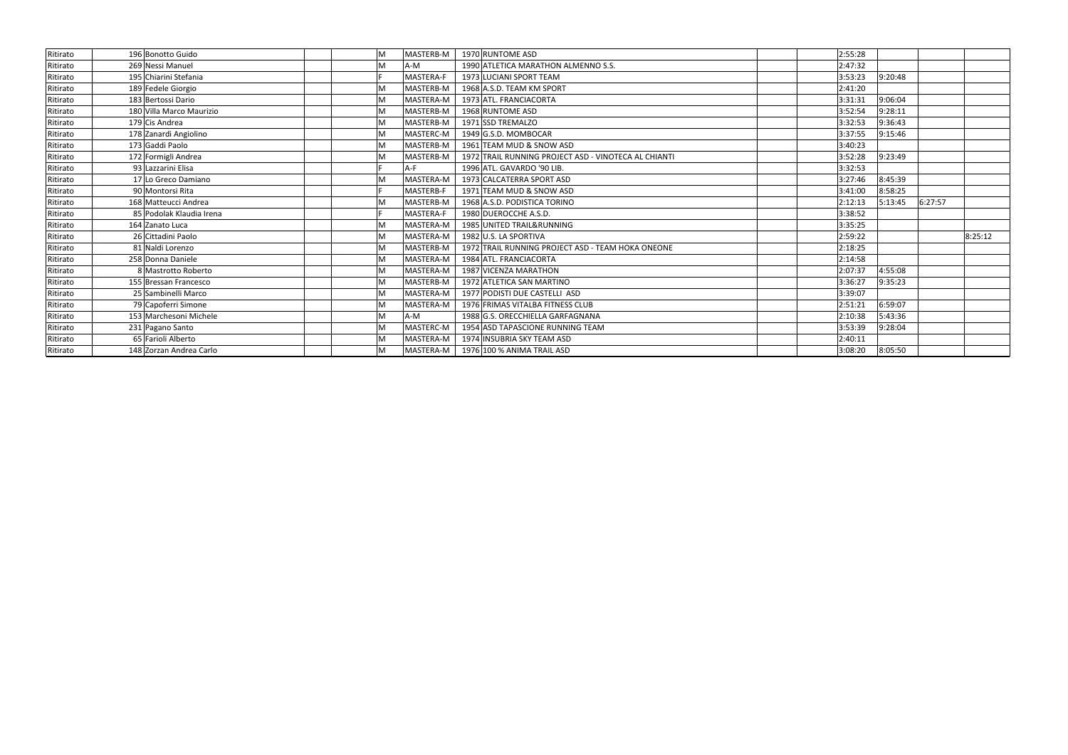| | | | | | | | | | | | | | | |
|---|---|---|---|---|---|---|---|---|---|---|---|---|---|---|
| Ritirato | 196 | Bonotto Guido | | | M | MASTERB-M | 1970 | RUNTOME ASD | | | 2:55:28 | | | |
| Ritirato | 269 | Nessi Manuel | | | M | A-M | 1990 | ATLETICA MARATHON ALMENNO S.S. | | | 2:47:32 | | | |
| Ritirato | 195 | Chiarini Stefania | | | F | MASTERA-F | 1973 | LUCIANI SPORT TEAM | | | 3:53:23 | 9:20:48 | | |
| Ritirato | 189 | Fedele Giorgio | | | M | MASTERB-M | 1968 | A.S.D. TEAM KM SPORT | | | 2:41:20 | | | |
| Ritirato | 183 | Bertossi Dario | | | M | MASTERA-M | 1973 | ATL. FRANCIACORTA | | | 3:31:31 | 9:06:04 | | |
| Ritirato | 180 | Villa Marco Maurizio | | | M | MASTERB-M | 1968 | RUNTOME ASD | | | 3:52:54 | 9:28:11 | | |
| Ritirato | 179 | Cis Andrea | | | M | MASTERB-M | 1971 | SSD TREMALZO | | | 3:32:53 | 9:36:43 | | |
| Ritirato | 178 | Zanardi Angiolino | | | M | MASTERC-M | 1949 | G.S.D. MOMBOCAR | | | 3:37:55 | 9:15:46 | | |
| Ritirato | 173 | Gaddi Paolo | | | M | MASTERB-M | 1961 | TEAM MUD & SNOW ASD | | | 3:40:23 | | | |
| Ritirato | 172 | Formigli Andrea | | | M | MASTERB-M | 1972 | TRAIL RUNNING PROJECT ASD - VINOTECA AL CHIANTI | | | 3:52:28 | 9:23:49 | | |
| Ritirato | 93 | Lazzarini Elisa | | | F | A-F | 1996 | ATL. GAVARDO '90 LIB. | | | 3:32:53 | | | |
| Ritirato | 17 | Lo Greco Damiano | | | M | MASTERA-M | 1973 | CALCATERRA SPORT ASD | | | 3:27:46 | 8:45:39 | | |
| Ritirato | 90 | Montorsi Rita | | | F | MASTERB-F | 1971 | TEAM MUD & SNOW ASD | | | 3:41:00 | 8:58:25 | | |
| Ritirato | 168 | Matteucci Andrea | | | M | MASTERB-M | 1968 | A.S.D. PODISTICA TORINO | | | 2:12:13 | 5:13:45 | 6:27:57 | |
| Ritirato | 85 | Podolak Klaudia Irena | | | F | MASTERA-F | 1980 | DUEROCCHE A.S.D. | | | 3:38:52 | | | |
| Ritirato | 164 | Zanato Luca | | | M | MASTERA-M | 1985 | UNITED TRAIL&RUNNING | | | 3:35:25 | | | |
| Ritirato | 26 | Cittadini Paolo | | | M | MASTERA-M | 1982 | U.S. LA SPORTIVA | | | 2:59:22 | | | 8:25:12 |
| Ritirato | 81 | Naldi Lorenzo | | | M | MASTERB-M | 1972 | TRAIL RUNNING PROJECT ASD - TEAM HOKA ONEONE | | | 2:18:25 | | | |
| Ritirato | 258 | Donna Daniele | | | M | MASTERA-M | 1984 | ATL. FRANCIACORTA | | | 2:14:58 | | | |
| Ritirato | 8 | Mastrotto Roberto | | | M | MASTERA-M | 1987 | VICENZA MARATHON | | | 2:07:37 | 4:55:08 | | |
| Ritirato | 155 | Bressan Francesco | | | M | MASTERB-M | 1972 | ATLETICA SAN MARTINO | | | 3:36:27 | 9:35:23 | | |
| Ritirato | 25 | Sambinelli Marco | | | M | MASTERA-M | 1977 | PODISTI DUE CASTELLI ASD | | | 3:39:07 | | | |
| Ritirato | 79 | Capoferri Simone | | | M | MASTERA-M | 1976 | FRIMAS VITALBA FITNESS CLUB | | | 2:51:21 | 6:59:07 | | |
| Ritirato | 153 | Marchesoni Michele | | | M | A-M | 1988 | G.S. ORECCHIELLA GARFAGNANA | | | 2:10:38 | 5:43:36 | | |
| Ritirato | 231 | Pagano Santo | | | M | MASTERC-M | 1954 | ASD TAPASCIONE RUNNING TEAM | | | 3:53:39 | 9:28:04 | | |
| Ritirato | 65 | Farioli Alberto | | | M | MASTERA-M | 1974 | INSUBRIA SKY TEAM ASD | | | 2:40:11 | | | |
| Ritirato | 148 | Zorzan Andrea Carlo | | | M | MASTERA-M | 1976 | 100 % ANIMA TRAIL ASD | | | 3:08:20 | 8:05:50 | | |